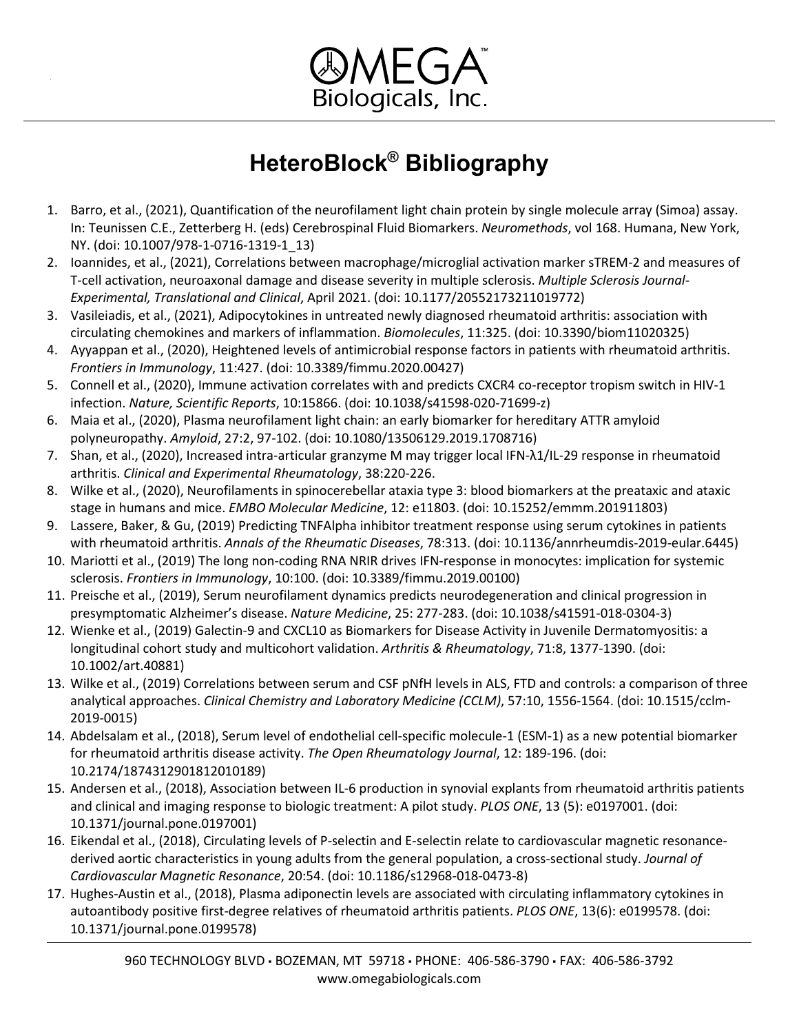OMEGA™
Biologicals, Inc.

# HeteroBlock® Bibliography

1. Barro, et al., (2021), Quantification of the neurofilament light chain protein by single molecule array (Simoa) assay. In: Teunissen C.E., Zetterberg H. (eds) Cerebrospinal Fluid Biomarkers. *Neuromethods*, vol 168. Humana, New York, NY. (doi: 10.1007/978-1-0716-1319-1_13)
2. Ioannides, et al., (2021), Correlations between macrophage/microglial activation marker sTREM-2 and measures of T-cell activation, neuroaxonal damage and disease severity in multiple sclerosis. *Multiple Sclerosis Journal-Experimental, Translational and Clinical*, April 2021. (doi: 10.1177/20552173211019772)
3. Vasileiadis, et al., (2021), Adipocytokines in untreated newly diagnosed rheumatoid arthritis: association with circulating chemokines and markers of inflammation. *Biomolecules*, 11:325. (doi: 10.3390/biom11020325)
4. Ayyappan et al., (2020), Heightened levels of antimicrobial response factors in patients with rheumatoid arthritis. *Frontiers in Immunology*, 11:427. (doi: 10.3389/fimmu.2020.00427)
5. Connell et al., (2020), Immune activation correlates with and predicts CXCR4 co-receptor tropism switch in HIV-1 infection. *Nature, Scientific Reports*, 10:15866. (doi: 10.1038/s41598-020-71699-z)
6. Maia et al., (2020), Plasma neurofilament light chain: an early biomarker for hereditary ATTR amyloid polyneuropathy. *Amyloid*, 27:2, 97-102. (doi: 10.1080/13506129.2019.1708716)
7. Shan, et al., (2020), Increased intra-articular granzyme M may trigger local IFN-λ1/IL-29 response in rheumatoid arthritis. *Clinical and Experimental Rheumatology*, 38:220-226.
8. Wilke et al., (2020), Neurofilaments in spinocerebellar ataxia type 3: blood biomarkers at the preataxic and ataxic stage in humans and mice. *EMBO Molecular Medicine*, 12: e11803. (doi: 10.15252/emmm.201911803)
9. Lassere, Baker, & Gu, (2019) Predicting TNFAlpha inhibitor treatment response using serum cytokines in patients with rheumatoid arthritis. *Annals of the Rheumatic Diseases*, 78:313. (doi: 10.1136/annrheumdis-2019-eular.6445)
10. Mariotti et al., (2019) The long non-coding RNA NRIR drives IFN-response in monocytes: implication for systemic sclerosis. *Frontiers in Immunology*, 10:100. (doi: 10.3389/fimmu.2019.00100)
11. Preische et al., (2019), Serum neurofilament dynamics predicts neurodegeneration and clinical progression in presymptomatic Alzheimer's disease. *Nature Medicine*, 25: 277-283. (doi: 10.1038/s41591-018-0304-3)
12. Wienke et al., (2019) Galectin-9 and CXCL10 as Biomarkers for Disease Activity in Juvenile Dermatomyositis: a longitudinal cohort study and multicohort validation. *Arthritis & Rheumatology*, 71:8, 1377-1390. (doi: 10.1002/art.40881)
13. Wilke et al., (2019) Correlations between serum and CSF pNfH levels in ALS, FTD and controls: a comparison of three analytical approaches. *Clinical Chemistry and Laboratory Medicine (CCLM)*, 57:10, 1556-1564. (doi: 10.1515/cclm-2019-0015)
14. Abdelsalam et al., (2018), Serum level of endothelial cell-specific molecule-1 (ESM-1) as a new potential biomarker for rheumatoid arthritis disease activity. *The Open Rheumatology Journal*, 12: 189-196. (doi: 10.2174/1874312901812010189)
15. Andersen et al., (2018), Association between IL-6 production in synovial explants from rheumatoid arthritis patients and clinical and imaging response to biologic treatment: A pilot study. *PLOS ONE*, 13 (5): e0197001. (doi: 10.1371/journal.pone.0197001)
16. Eikendal et al., (2018), Circulating levels of P-selectin and E-selectin relate to cardiovascular magnetic resonance-derived aortic characteristics in young adults from the general population, a cross-sectional study. *Journal of Cardiovascular Magnetic Resonance*, 20:54. (doi: 10.1186/s12968-018-0473-8)
17. Hughes-Austin et al., (2018), Plasma adiponectin levels are associated with circulating inflammatory cytokines in autoantibody positive first-degree relatives of rheumatoid arthritis patients. *PLOS ONE*, 13(6): e0199578. (doi: 10.1371/journal.pone.0199578)

960 TECHNOLOGY BLVD ▪ BOZEMAN, MT 59718 ▪ PHONE: 406-586-3790 ▪ FAX: 406-586-3792
www.omegabiologicals.com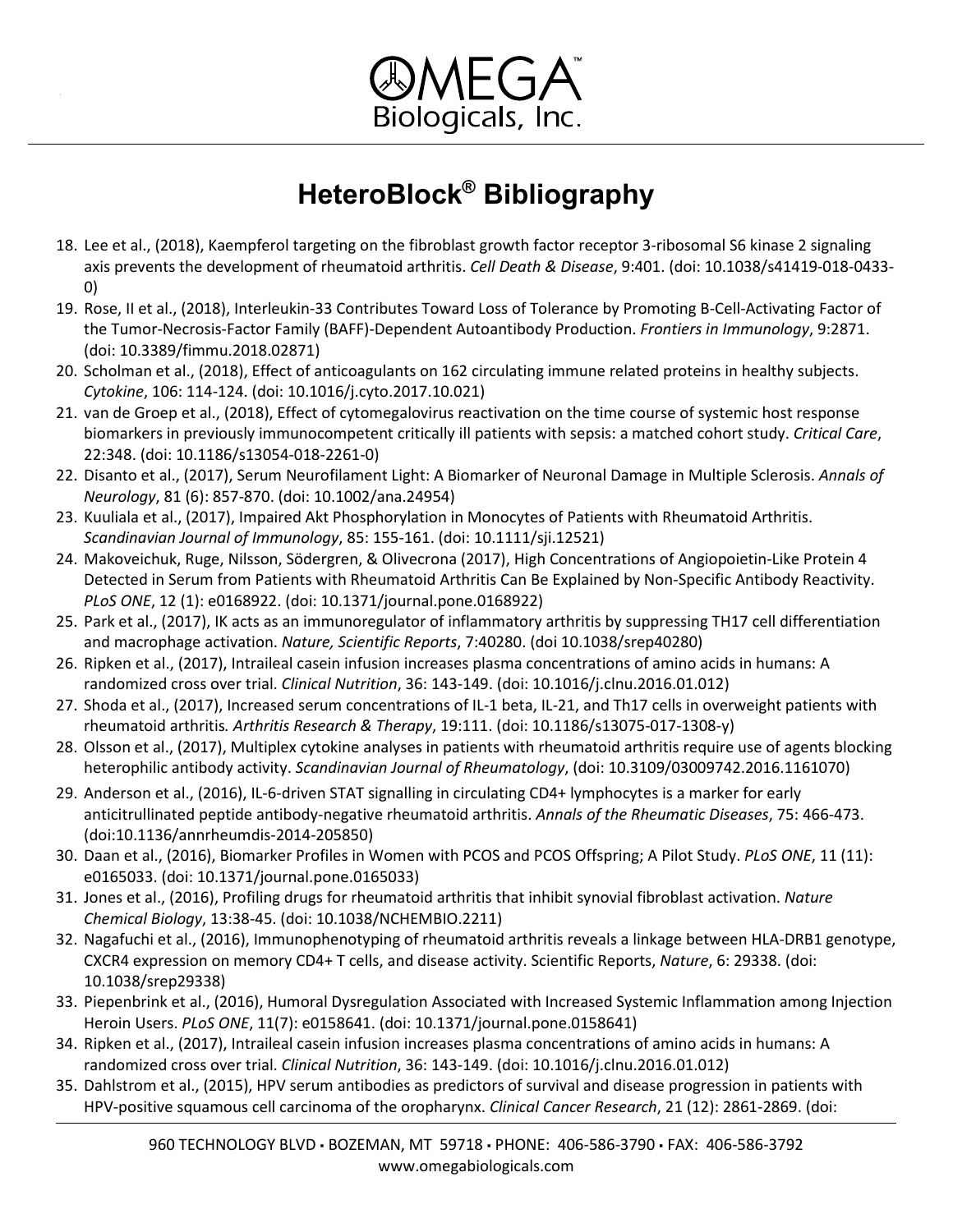# HeteroBlock® Bibliography

18. Lee et al., (2018), Kaempferol targeting on the fibroblast growth factor receptor 3-ribosomal S6 kinase 2 signaling axis prevents the development of rheumatoid arthritis. *Cell Death & Disease*, 9:401. (doi: 10.1038/s41419-018-0433-0)
19. Rose, II et al., (2018), Interleukin-33 Contributes Toward Loss of Tolerance by Promoting B-Cell-Activating Factor of the Tumor-Necrosis-Factor Family (BAFF)-Dependent Autoantibody Production. *Frontiers in Immunology*, 9:2871. (doi: 10.3389/fimmu.2018.02871)
20. Scholman et al., (2018), Effect of anticoagulants on 162 circulating immune related proteins in healthy subjects. *Cytokine*, 106: 114-124. (doi: 10.1016/j.cyto.2017.10.021)
21. van de Groep et al., (2018), Effect of cytomegalovirus reactivation on the time course of systemic host response biomarkers in previously immunocompetent critically ill patients with sepsis: a matched cohort study. *Critical Care*, 22:348. (doi: 10.1186/s13054-018-2261-0)
22. Disanto et al., (2017), Serum Neurofilament Light: A Biomarker of Neuronal Damage in Multiple Sclerosis. *Annals of Neurology*, 81 (6): 857-870. (doi: 10.1002/ana.24954)
23. Kuuliala et al., (2017), Impaired Akt Phosphorylation in Monocytes of Patients with Rheumatoid Arthritis. *Scandinavian Journal of Immunology*, 85: 155-161. (doi: 10.1111/sji.12521)
24. Makoveichuk, Ruge, Nilsson, Södergren, & Olivecrona (2017), High Concentrations of Angiopoietin-Like Protein 4 Detected in Serum from Patients with Rheumatoid Arthritis Can Be Explained by Non-Specific Antibody Reactivity. *PLoS ONE*, 12 (1): e0168922. (doi: 10.1371/journal.pone.0168922)
25. Park et al., (2017), IK acts as an immunoregulator of inflammatory arthritis by suppressing TH17 cell differentiation and macrophage activation. *Nature, Scientific Reports*, 7:40280. (doi 10.1038/srep40280)
26. Ripken et al., (2017), Intraileal casein infusion increases plasma concentrations of amino acids in humans: A randomized cross over trial. *Clinical Nutrition*, 36: 143-149. (doi: 10.1016/j.clnu.2016.01.012)
27. Shoda et al., (2017), Increased serum concentrations of IL-1 beta, IL-21, and Th17 cells in overweight patients with rheumatoid arthritis. *Arthritis Research & Therapy*, 19:111. (doi: 10.1186/s13075-017-1308-y)
28. Olsson et al., (2017), Multiplex cytokine analyses in patients with rheumatoid arthritis require use of agents blocking heterophilic antibody activity. *Scandinavian Journal of Rheumatology*, (doi: 10.3109/03009742.2016.1161070)
29. Anderson et al., (2016), IL-6-driven STAT signalling in circulating CD4+ lymphocytes is a marker for early anticitrullinated peptide antibody-negative rheumatoid arthritis. *Annals of the Rheumatic Diseases*, 75: 466-473. (doi:10.1136/annrheumdis-2014-205850)
30. Daan et al., (2016), Biomarker Profiles in Women with PCOS and PCOS Offspring; A Pilot Study. *PLoS ONE*, 11 (11): e0165033. (doi: 10.1371/journal.pone.0165033)
31. Jones et al., (2016), Profiling drugs for rheumatoid arthritis that inhibit synovial fibroblast activation. *Nature Chemical Biology*, 13:38-45. (doi: 10.1038/NCHEMBIO.2211)
32. Nagafuchi et al., (2016), Immunophenotyping of rheumatoid arthritis reveals a linkage between HLA-DRB1 genotype, CXCR4 expression on memory CD4+ T cells, and disease activity. Scientific Reports, *Nature*, 6: 29338. (doi: 10.1038/srep29338)
33. Piepenbrink et al., (2016), Humoral Dysregulation Associated with Increased Systemic Inflammation among Injection Heroin Users. *PLoS ONE*, 11(7): e0158641. (doi: 10.1371/journal.pone.0158641)
34. Ripken et al., (2017), Intraileal casein infusion increases plasma concentrations of amino acids in humans: A randomized cross over trial. *Clinical Nutrition*, 36: 143-149. (doi: 10.1016/j.clnu.2016.01.012)
35. Dahlstrom et al., (2015), HPV serum antibodies as predictors of survival and disease progression in patients with HPV-positive squamous cell carcinoma of the oropharynx. *Clinical Cancer Research*, 21 (12): 2861-2869. (doi: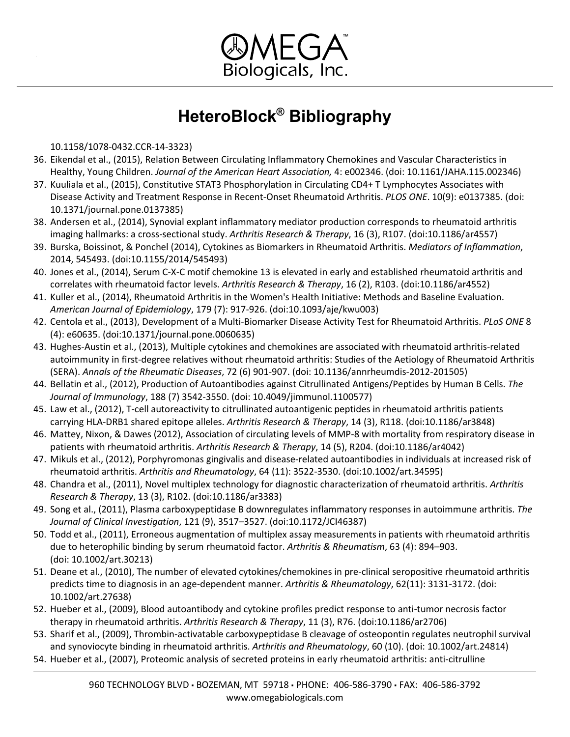# HeteroBlock® Bibliography

10.1158/1078-0432.CCR-14-3323)

36. Eikendal et al., (2015), Relation Between Circulating Inflammatory Chemokines and Vascular Characteristics in Healthy, Young Children. *Journal of the American Heart Association,* 4: e002346. (doi: 10.1161/JAHA.115.002346)
37. Kuuliala et al., (2015), Constitutive STAT3 Phosphorylation in Circulating CD4+ T Lymphocytes Associates with Disease Activity and Treatment Response in Recent-Onset Rheumatoid Arthritis. *PLOS ONE*. 10(9): e0137385. (doi: 10.1371/journal.pone.0137385)
38. Andersen et al., (2014), Synovial explant inflammatory mediator production corresponds to rheumatoid arthritis imaging hallmarks: a cross-sectional study. *Arthritis Research & Therapy*, 16 (3), R107. (doi:10.1186/ar4557)
39. Burska, Boissinot, & Ponchel (2014), Cytokines as Biomarkers in Rheumatoid Arthritis. *Mediators of Inflammation*, 2014, 545493. (doi:10.1155/2014/545493)
40. Jones et al., (2014), Serum C-X-C motif chemokine 13 is elevated in early and established rheumatoid arthritis and correlates with rheumatoid factor levels. *Arthritis Research & Therapy*, 16 (2), R103. (doi:10.1186/ar4552)
41. Kuller et al., (2014), Rheumatoid Arthritis in the Women's Health Initiative: Methods and Baseline Evaluation. *American Journal of Epidemiology*, 179 (7): 917-926. (doi:10.1093/aje/kwu003)
42. Centola et al., (2013), Development of a Multi-Biomarker Disease Activity Test for Rheumatoid Arthritis. *PLoS ONE* 8 (4): e60635. (doi:10.1371/journal.pone.0060635)
43. Hughes-Austin et al., (2013), Multiple cytokines and chemokines are associated with rheumatoid arthritis-related autoimmunity in first-degree relatives without rheumatoid arthritis: Studies of the Aetiology of Rheumatoid Arthritis (SERA). *Annals of the Rheumatic Diseases*, 72 (6) 901-907. (doi: 10.1136/annrheumdis-2012-201505)
44. Bellatin et al., (2012), Production of Autoantibodies against Citrullinated Antigens/Peptides by Human B Cells. *The Journal of Immunology*, 188 (7) 3542-3550. (doi: 10.4049/jimmunol.1100577)
45. Law et al., (2012), T-cell autoreactivity to citrullinated autoantigenic peptides in rheumatoid arthritis patients carrying HLA-DRB1 shared epitope alleles. *Arthritis Research & Therapy*, 14 (3), R118. (doi:10.1186/ar3848)
46. Mattey, Nixon, & Dawes (2012), Association of circulating levels of MMP-8 with mortality from respiratory disease in patients with rheumatoid arthritis. *Arthritis Research & Therapy*, 14 (5), R204. (doi:10.1186/ar4042)
47. Mikuls et al., (2012), Porphyromonas gingivalis and disease-related autoantibodies in individuals at increased risk of rheumatoid arthritis. *Arthritis and Rheumatology*, 64 (11): 3522-3530. (doi:10.1002/art.34595)
48. Chandra et al., (2011), Novel multiplex technology for diagnostic characterization of rheumatoid arthritis. *Arthritis Research & Therapy*, 13 (3), R102. (doi:10.1186/ar3383)
49. Song et al., (2011), Plasma carboxypeptidase B downregulates inflammatory responses in autoimmune arthritis. *The Journal of Clinical Investigation*, 121 (9), 3517–3527. (doi:10.1172/JCI46387)
50. Todd et al., (2011), Erroneous augmentation of multiplex assay measurements in patients with rheumatoid arthritis due to heterophilic binding by serum rheumatoid factor. *Arthritis & Rheumatism*, 63 (4): 894–903. (doi: 10.1002/art.30213)
51. Deane et al., (2010), The number of elevated cytokines/chemokines in pre-clinical seropositive rheumatoid arthritis predicts time to diagnosis in an age-dependent manner. *Arthritis & Rheumatology*, 62(11): 3131-3172. (doi: 10.1002/art.27638)
52. Hueber et al., (2009), Blood autoantibody and cytokine profiles predict response to anti-tumor necrosis factor therapy in rheumatoid arthritis. *Arthritis Research & Therapy*, 11 (3), R76. (doi:10.1186/ar2706)
53. Sharif et al., (2009), Thrombin-activatable carboxypeptidase B cleavage of osteopontin regulates neutrophil survival and synoviocyte binding in rheumatoid arthritis. *Arthritis and Rheumatology*, 60 (10). (doi: 10.1002/art.24814)
54. Hueber et al., (2007), Proteomic analysis of secreted proteins in early rheumatoid arthritis: anti-citrulline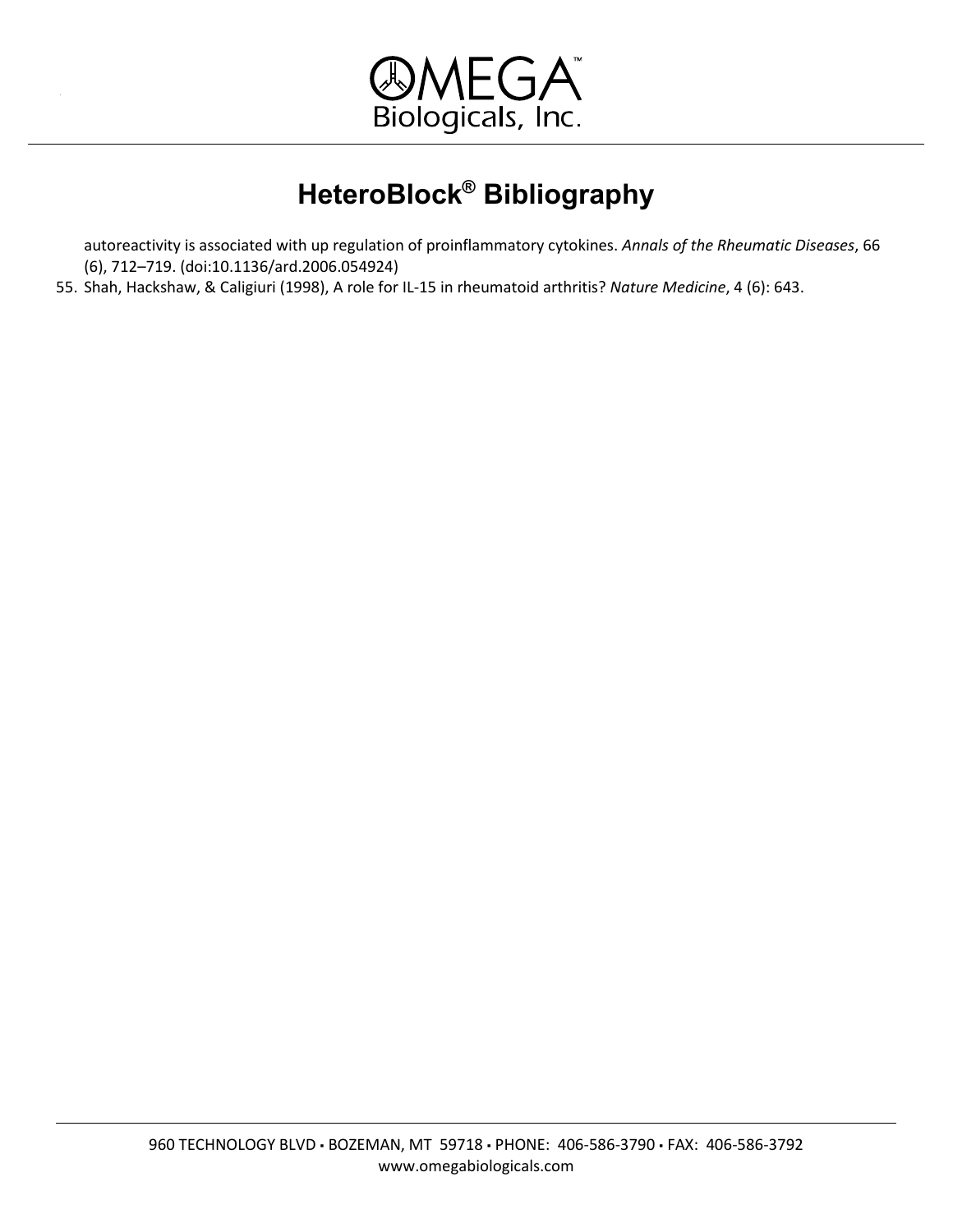autoreactivity is associated with up regulation of proinflammatory cytokines. *Annals of the Rheumatic Diseases*, 66 (6), 712–719. (doi:10.1136/ard.2006.054924)

55. Shah, Hackshaw, & Caligiuri (1998), A role for IL-15 in rheumatoid arthritis? *Nature Medicine*, 4 (6): 643.